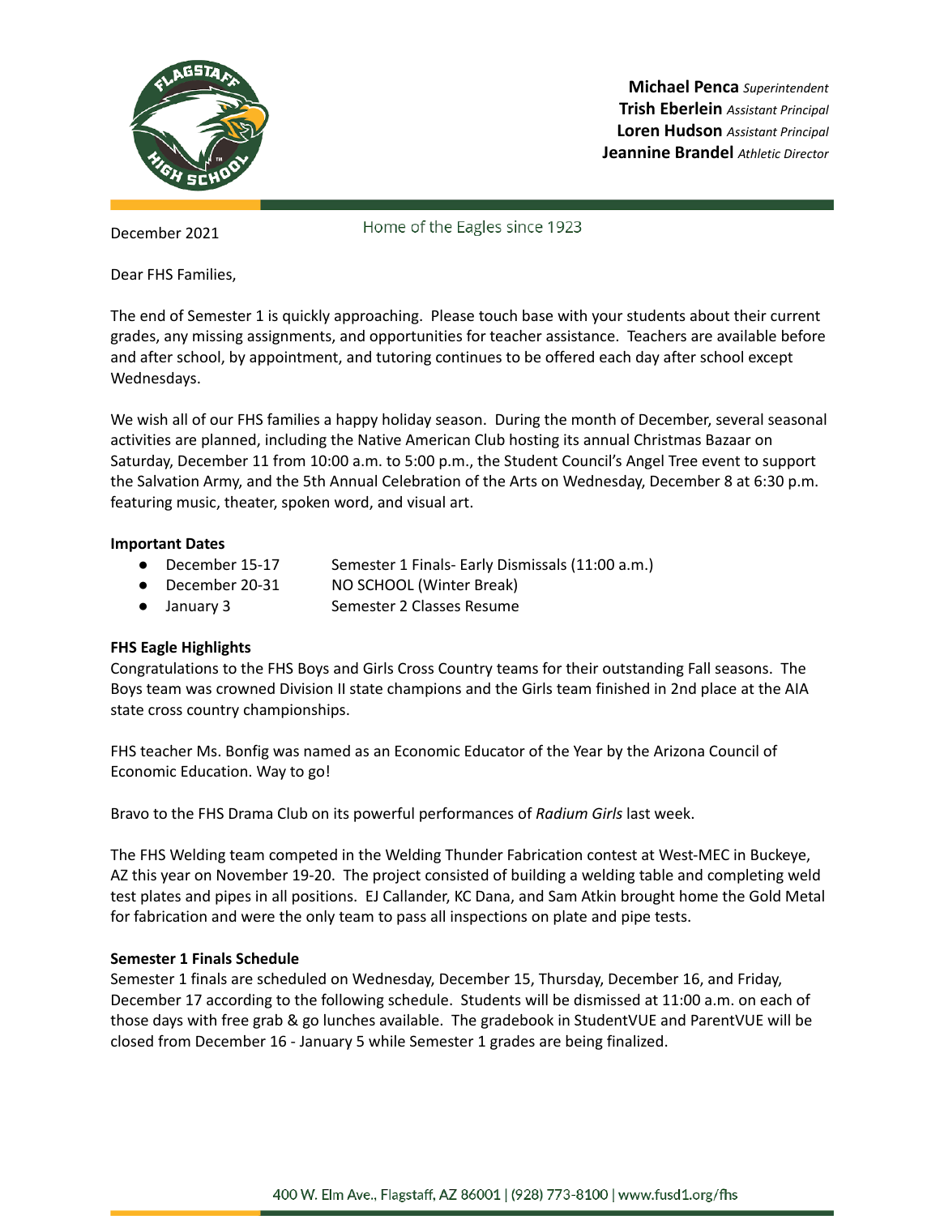**Michael Penca** *Superintendent*
**Trish Eberlein** *Assistant Principal*
**Loren Hudson** *Assistant Principal*
**Jeannine Brandel** *Athletic Director*

December 2021

Home of the Eagles since 1923

Dear FHS Families,

The end of Semester 1 is quickly approaching. Please touch base with your students about their current grades, any missing assignments, and opportunities for teacher assistance. Teachers are available before and after school, by appointment, and tutoring continues to be offered each day after school except Wednesdays.

We wish all of our FHS families a happy holiday season. During the month of December, several seasonal activities are planned, including the Native American Club hosting its annual Christmas Bazaar on Saturday, December 11 from 10:00 a.m. to 5:00 p.m., the Student Council's Angel Tree event to support the Salvation Army, and the 5th Annual Celebration of the Arts on Wednesday, December 8 at 6:30 p.m. featuring music, theater, spoken word, and visual art.

**Important Dates**

- December 15-17 Semester 1 Finals- Early Dismissals (11:00 a.m.)
- December 20-31 NO SCHOOL (Winter Break)
- January 3 Semester 2 Classes Resume

**FHS Eagle Highlights**

Congratulations to the FHS Boys and Girls Cross Country teams for their outstanding Fall seasons. The Boys team was crowned Division II state champions and the Girls team finished in 2nd place at the AIA state cross country championships.

FHS teacher Ms. Bonfig was named as an Economic Educator of the Year by the Arizona Council of Economic Education. Way to go!

Bravo to the FHS Drama Club on its powerful performances of *Radium Girls* last week.

The FHS Welding team competed in the Welding Thunder Fabrication contest at West-MEC in Buckeye, AZ this year on November 19-20. The project consisted of building a welding table and completing weld test plates and pipes in all positions. EJ Callander, KC Dana, and Sam Atkin brought home the Gold Metal for fabrication and were the only team to pass all inspections on plate and pipe tests.

**Semester 1 Finals Schedule**

Semester 1 finals are scheduled on Wednesday, December 15, Thursday, December 16, and Friday, December 17 according to the following schedule. Students will be dismissed at 11:00 a.m. on each of those days with free grab & go lunches available. The gradebook in StudentVUE and ParentVUE will be closed from December 16 - January 5 while Semester 1 grades are being finalized.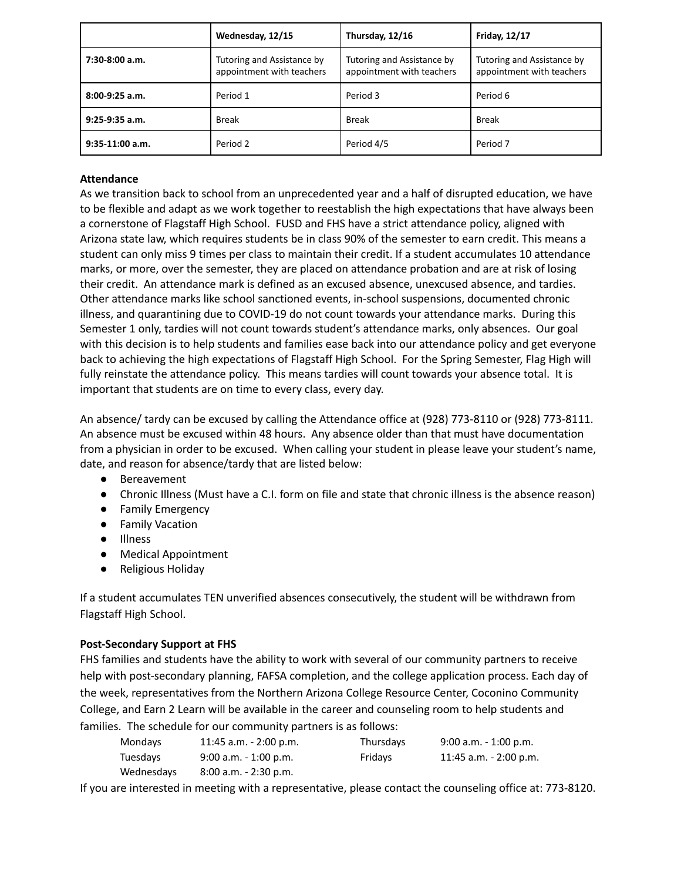| | Wednesday, 12/15 | Thursday, 12/16 | Friday, 12/17 |
|---|---|---|---|
| 7:30-8:00 a.m. | Tutoring and Assistance by appointment with teachers | Tutoring and Assistance by appointment with teachers | Tutoring and Assistance by appointment with teachers |
| 8:00-9:25 a.m. | Period 1 | Period 3 | Period 6 |
| 9:25-9:35 a.m. | Break | Break | Break |
| 9:35-11:00 a.m. | Period 2 | Period 4/5 | Period 7 |

**Attendance**

As we transition back to school from an unprecedented year and a half of disrupted education, we have to be flexible and adapt as we work together to reestablish the high expectations that have always been a cornerstone of Flagstaff High School. FUSD and FHS have a strict attendance policy, aligned with Arizona state law, which requires students be in class 90% of the semester to earn credit. This means a student can only miss 9 times per class to maintain their credit. If a student accumulates 10 attendance marks, or more, over the semester, they are placed on attendance probation and are at risk of losing their credit. An attendance mark is defined as an excused absence, unexcused absence, and tardies. Other attendance marks like school sanctioned events, in-school suspensions, documented chronic illness, and quarantining due to COVID-19 do not count towards your attendance marks. During this Semester 1 only, tardies will not count towards student's attendance marks, only absences. Our goal with this decision is to help students and families ease back into our attendance policy and get everyone back to achieving the high expectations of Flagstaff High School. For the Spring Semester, Flag High will fully reinstate the attendance policy. This means tardies will count towards your absence total. It is important that students are on time to every class, every day.

An absence/ tardy can be excused by calling the Attendance office at (928) 773-8110 or (928) 773-8111. An absence must be excused within 48 hours. Any absence older than that must have documentation from a physician in order to be excused. When calling your student in please leave your student's name, date, and reason for absence/tardy that are listed below:

- Bereavement
- Chronic Illness (Must have a C.I. form on file and state that chronic illness is the absence reason)
- Family Emergency
- Family Vacation
- Illness
- Medical Appointment
- Religious Holiday

If a student accumulates TEN unverified absences consecutively, the student will be withdrawn from Flagstaff High School.

**Post-Secondary Support at FHS**

FHS families and students have the ability to work with several of our community partners to receive help with post-secondary planning, FAFSA completion, and the college application process. Each day of the week, representatives from the Northern Arizona College Resource Center, Coconino Community College, and Earn 2 Learn will be available in the career and counseling room to help students and families. The schedule for our community partners is as follows:

| | | | |
|---|---|---|---|
| Mondays | 11:45 a.m. - 2:00 p.m. | Thursdays | 9:00 a.m. - 1:00 p.m. |
| Tuesdays | 9:00 a.m. - 1:00 p.m. | Fridays | 11:45 a.m. - 2:00 p.m. |
| Wednesdays | 8:00 a.m. - 2:30 p.m. | | |

If you are interested in meeting with a representative, please contact the counseling office at: 773-8120.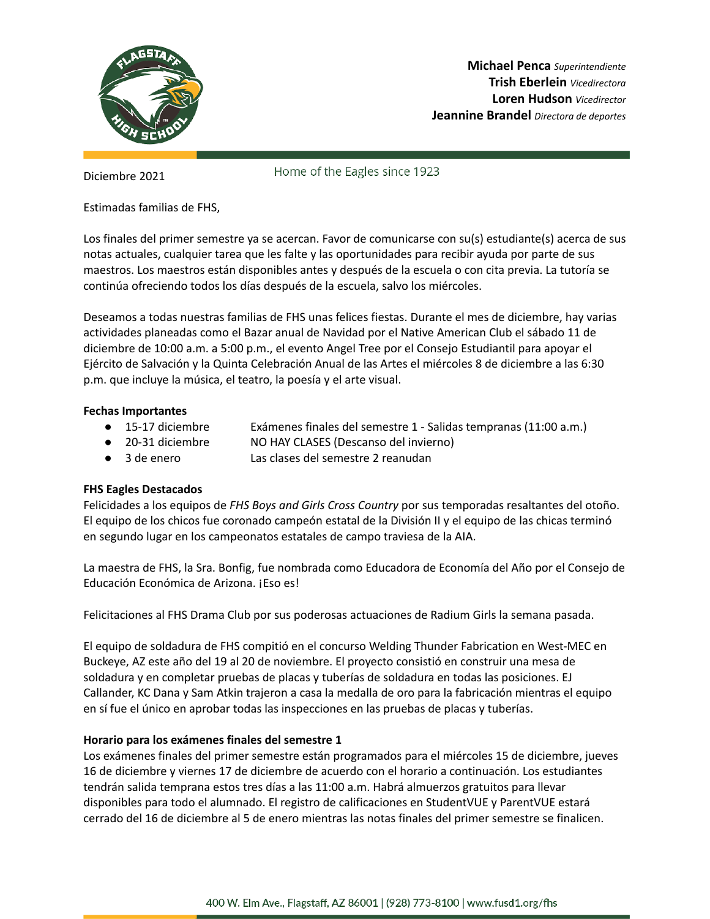**Michael Penca** *Superintendiente*
**Trish Eberlein** *Vicedirectora*
**Loren Hudson** *Vicedirector*
**Jeannine Brandel** *Directora de deportes*

Home of the Eagles since 1923

Diciembre 2021

Estimadas familias de FHS,

Los finales del primer semestre ya se acercan. Favor de comunicarse con su(s) estudiante(s) acerca de sus notas actuales, cualquier tarea que les falte y las oportunidades para recibir ayuda por parte de sus maestros. Los maestros están disponibles antes y después de la escuela o con cita previa. La tutoría se continúa ofreciendo todos los días después de la escuela, salvo los miércoles.

Deseamos a todas nuestras familias de FHS unas felices fiestas. Durante el mes de diciembre, hay varias actividades planeadas como el Bazar anual de Navidad por el Native American Club el sábado 11 de diciembre de 10:00 a.m. a 5:00 p.m., el evento Angel Tree por el Consejo Estudiantil para apoyar el Ejército de Salvación y la Quinta Celebración Anual de las Artes el miércoles 8 de diciembre a las 6:30 p.m. que incluye la música, el teatro, la poesía y el arte visual.

**Fechas Importantes**

- 15-17 diciembre — Exámenes finales del semestre 1 - Salidas tempranas (11:00 a.m.)
- 20-31 diciembre — NO HAY CLASES (Descanso del invierno)
- 3 de enero — Las clases del semestre 2 reanudan

**FHS Eagles Destacados**

Felicidades a los equipos de *FHS Boys and Girls Cross Country* por sus temporadas resaltantes del otoño. El equipo de los chicos fue coronado campeón estatal de la División II y el equipo de las chicas terminó en segundo lugar en los campeonatos estatales de campo traviesa de la AIA.

La maestra de FHS, la Sra. Bonfig, fue nombrada como Educadora de Economía del Año por el Consejo de Educación Económica de Arizona. ¡Eso es!

Felicitaciones al FHS Drama Club por sus poderosas actuaciones de Radium Girls la semana pasada.

El equipo de soldadura de FHS compitió en el concurso Welding Thunder Fabrication en West-MEC en Buckeye, AZ este año del 19 al 20 de noviembre. El proyecto consistió en construir una mesa de soldadura y en completar pruebas de placas y tuberías de soldadura en todas las posiciones. EJ Callander, KC Dana y Sam Atkin trajeron a casa la medalla de oro para la fabricación mientras el equipo en sí fue el único en aprobar todas las inspecciones en las pruebas de placas y tuberías.

**Horario para los exámenes finales del semestre 1**

Los exámenes finales del primer semestre están programados para el miércoles 15 de diciembre, jueves 16 de diciembre y viernes 17 de diciembre de acuerdo con el horario a continuación. Los estudiantes tendrán salida temprana estos tres días a las 11:00 a.m. Habrá almuerzos gratuitos para llevar disponibles para todo el alumnado. El registro de calificaciones en StudentVUE y ParentVUE estará cerrado del 16 de diciembre al 5 de enero mientras las notas finales del primer semestre se finalicen.

400 W. Elm Ave., Flagstaff, AZ 86001 | (928) 773-8100 | www.fusd1.org/fhs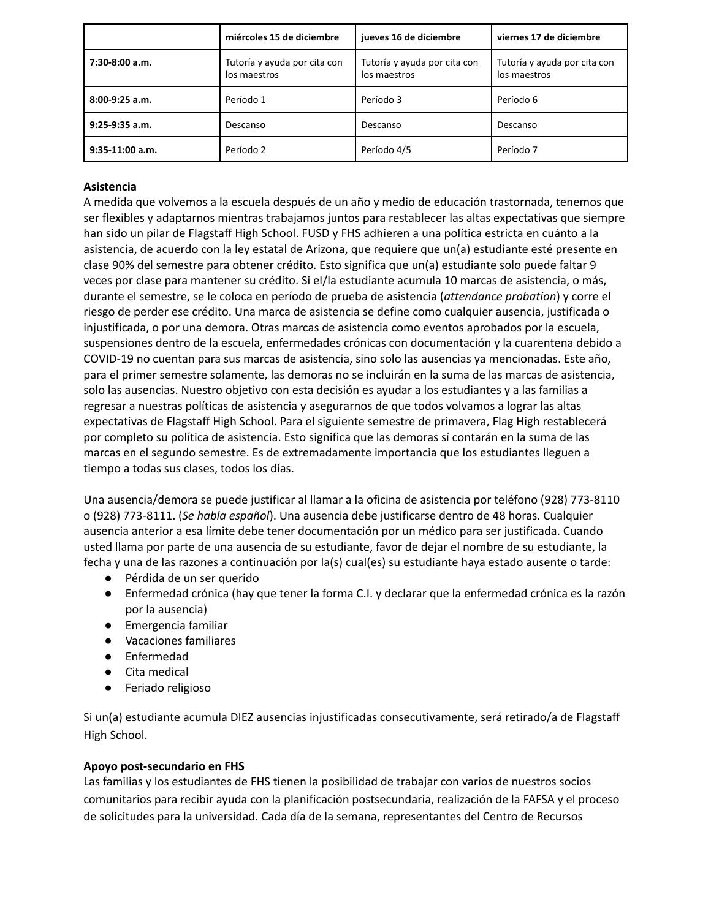| | miércoles 15 de diciembre | jueves 16 de diciembre | viernes 17 de diciembre |
|---|---|---|---|
| **7:30-8:00 a.m.** | Tutoría y ayuda por cita con los maestros | Tutoría y ayuda por cita con los maestros | Tutoría y ayuda por cita con los maestros |
| **8:00-9:25 a.m.** | Período 1 | Período 3 | Período 6 |
| **9:25-9:35 a.m.** | Descanso | Descanso | Descanso |
| **9:35-11:00 a.m.** | Período 2 | Período 4/5 | Período 7 |

**Asistencia**

A medida que volvemos a la escuela después de un año y medio de educación trastornada, tenemos que ser flexibles y adaptarnos mientras trabajamos juntos para restablecer las altas expectativas que siempre han sido un pilar de Flagstaff High School. FUSD y FHS adhieren a una política estricta en cuánto a la asistencia, de acuerdo con la ley estatal de Arizona, que requiere que un(a) estudiante esté presente en clase 90% del semestre para obtener crédito. Esto significa que un(a) estudiante solo puede faltar 9 veces por clase para mantener su crédito. Si el/la estudiante acumula 10 marcas de asistencia, o más, durante el semestre, se le coloca en período de prueba de asistencia (*attendance probation*) y corre el riesgo de perder ese crédito. Una marca de asistencia se define como cualquier ausencia, justificada o injustificada, o por una demora. Otras marcas de asistencia como eventos aprobados por la escuela, suspensiones dentro de la escuela, enfermedades crónicas con documentación y la cuarentena debido a COVID-19 no cuentan para sus marcas de asistencia, sino solo las ausencias ya mencionadas. Este año, para el primer semestre solamente, las demoras no se incluirán en la suma de las marcas de asistencia, solo las ausencias. Nuestro objetivo con esta decisión es ayudar a los estudiantes y a las familias a regresar a nuestras políticas de asistencia y asegurarnos de que todos volvamos a lograr las altas expectativas de Flagstaff High School. Para el siguiente semestre de primavera, Flag High restablecerá por completo su política de asistencia. Esto significa que las demoras sí contarán en la suma de las marcas en el segundo semestre. Es de extremadamente importancia que los estudiantes lleguen a tiempo a todas sus clases, todos los días.

Una ausencia/demora se puede justificar al llamar a la oficina de asistencia por teléfono (928) 773-8110 o (928) 773-8111. (*Se habla español*). Una ausencia debe justificarse dentro de 48 horas. Cualquier ausencia anterior a esa límite debe tener documentación por un médico para ser justificada. Cuando usted llama por parte de una ausencia de su estudiante, favor de dejar el nombre de su estudiante, la fecha y una de las razones a continuación por la(s) cual(es) su estudiante haya estado ausente o tarde:

- Pérdida de un ser querido
- Enfermedad crónica (hay que tener la forma C.I. y declarar que la enfermedad crónica es la razón por la ausencia)
- Emergencia familiar
- Vacaciones familiares
- Enfermedad
- Cita medical
- Feriado religioso

Si un(a) estudiante acumula DIEZ ausencias injustificadas consecutivamente, será retirado/a de Flagstaff High School.

**Apoyo post-secundario en FHS**

Las familias y los estudiantes de FHS tienen la posibilidad de trabajar con varios de nuestros socios comunitarios para recibir ayuda con la planificación postsecundaria, realización de la FAFSA y el proceso de solicitudes para la universidad. Cada día de la semana, representantes del Centro de Recursos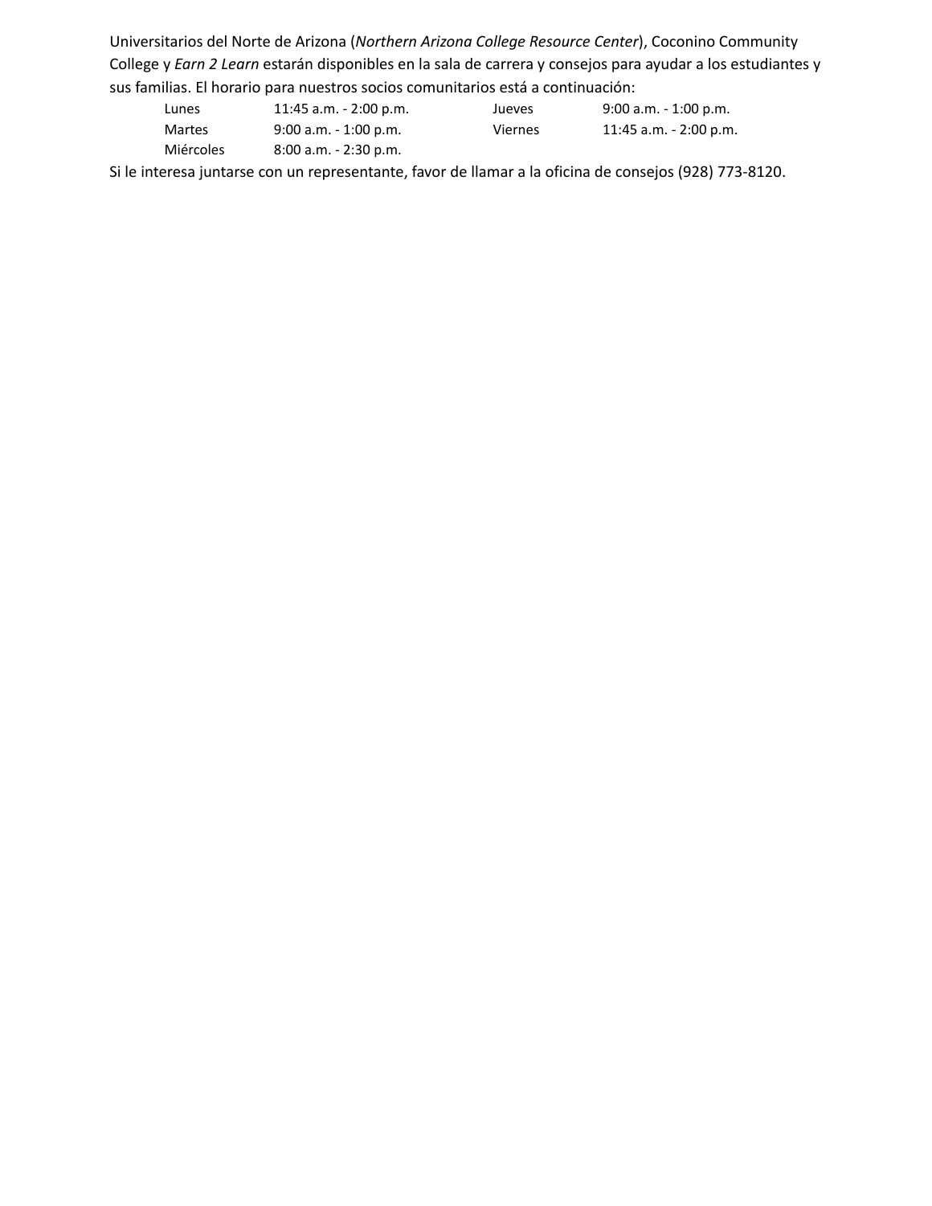Universitarios del Norte de Arizona (*Northern Arizona College Resource Center*), Coconino Community College y *Earn 2 Learn* estarán disponibles en la sala de carrera y consejos para ayudar a los estudiantes y sus familias. El horario para nuestros socios comunitarios está a continuación:

| | | | |
|---|---|---|---|
| Lunes | 11:45 a.m. - 2:00 p.m. | Jueves | 9:00 a.m. - 1:00 p.m. |
| Martes | 9:00 a.m. - 1:00 p.m. | Viernes | 11:45 a.m. - 2:00 p.m. |
| Miércoles | 8:00 a.m. - 2:30 p.m. | | |

Si le interesa juntarse con un representante, favor de llamar a la oficina de consejos (928) 773-8120.